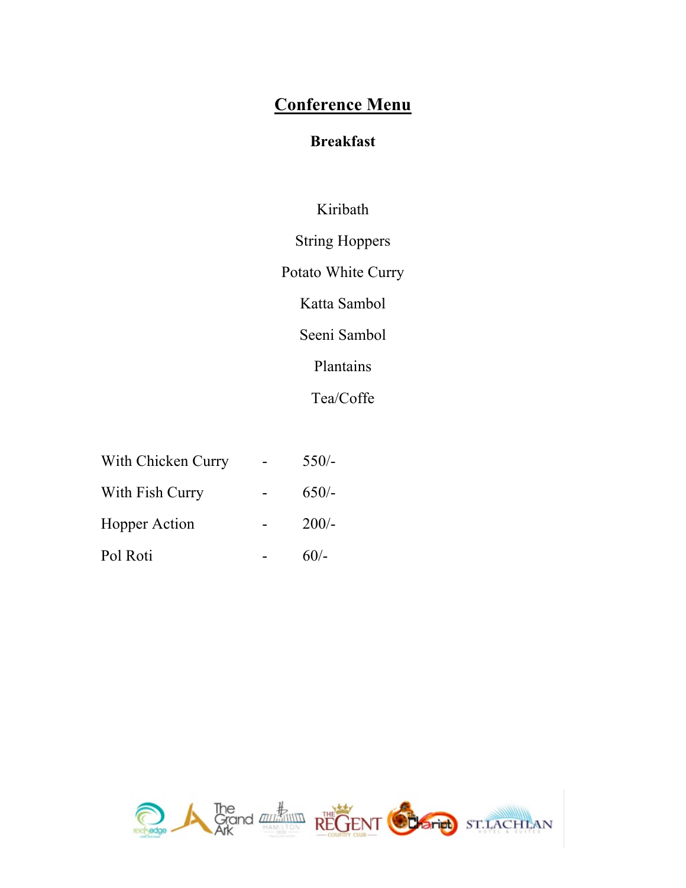# Conference Menu

## Breakfast

Kiribath

String Hoppers

Potato White Curry

Katta Sambol

Seeni Sambol

Plantains

Tea/Coffe

| | | |
|---|---|---|
| With Chicken Curry | - | 550/- |
| With Fish Curry | - | 650/- |
| Hopper Action | - | 200/- |
| Pol Roti | - | 60/- |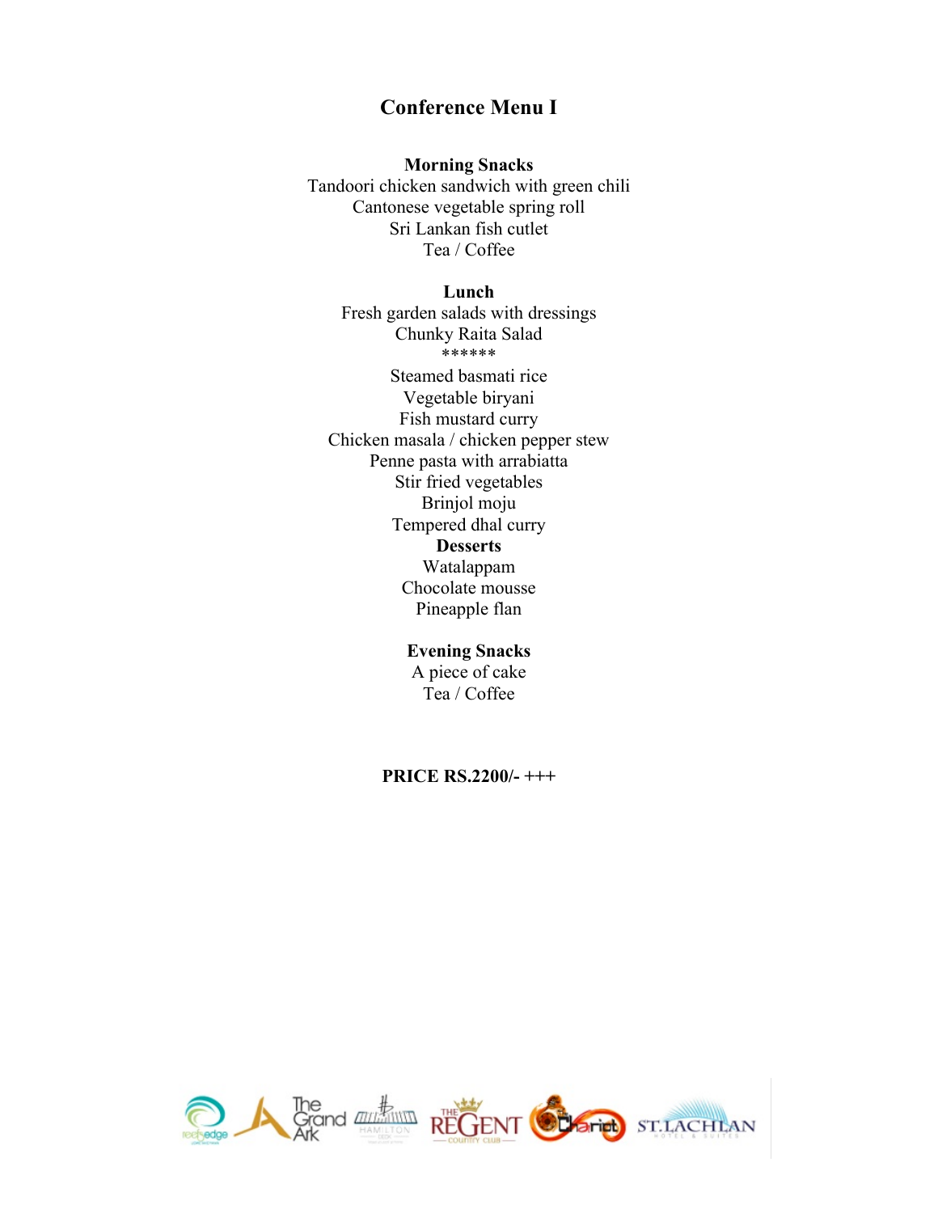# Conference Menu I

**Morning Snacks**

Tandoori chicken sandwich with green chili
Cantonese vegetable spring roll
Sri Lankan fish cutlet
Tea / Coffee

**Lunch**

Fresh garden salads with dressings
Chunky Raita Salad
******
Steamed basmati rice
Vegetable biryani
Fish mustard curry
Chicken masala / chicken pepper stew
Penne pasta with arrabiatta
Stir fried vegetables
Brinjol moju
Tempered dhal curry

**Desserts**

Watalappam
Chocolate mousse
Pineapple flan

**Evening Snacks**

A piece of cake
Tea / Coffee

**PRICE RS.2200/- +++**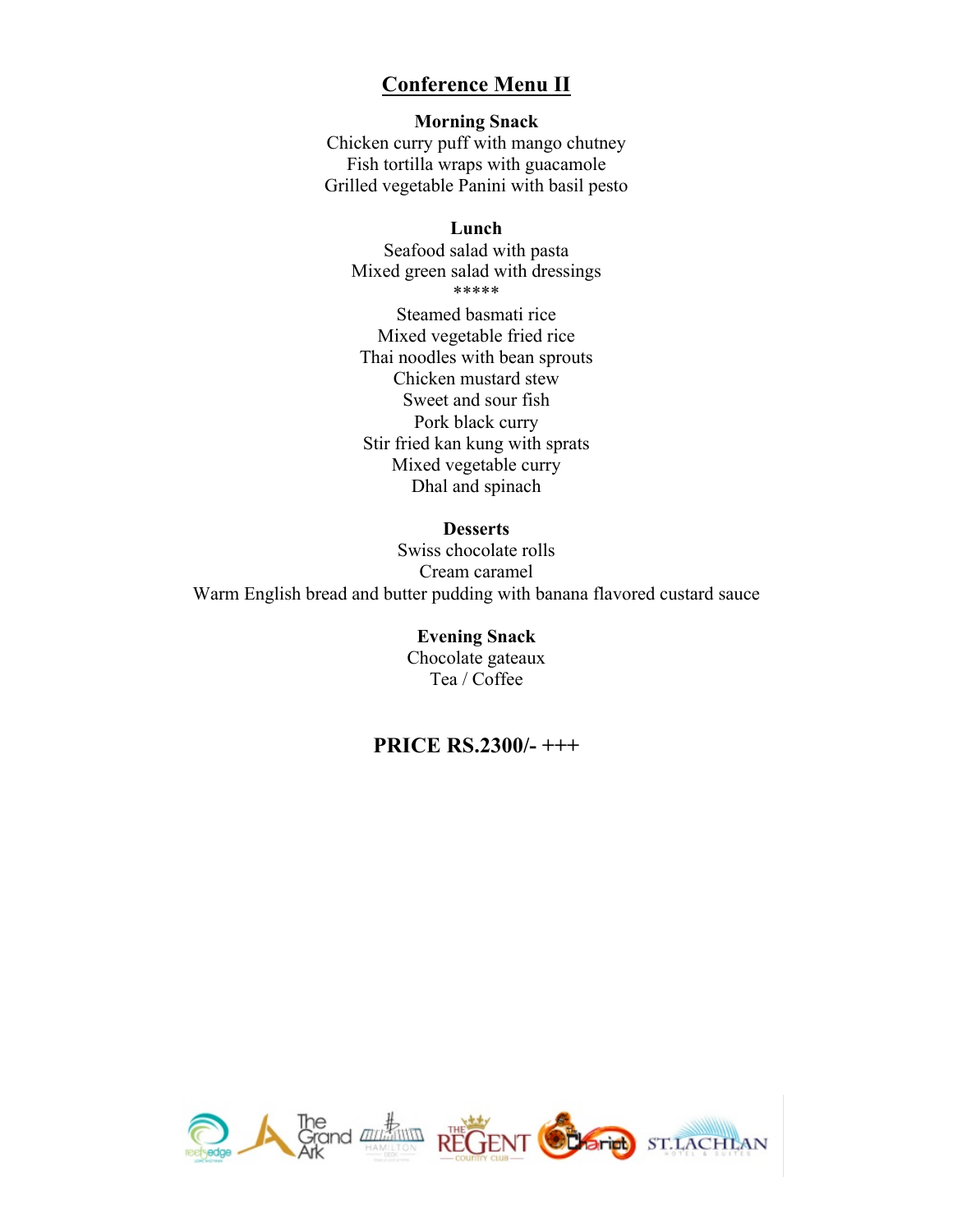## Conference Menu II

**Morning Snack**

Chicken curry puff with mango chutney
Fish tortilla wraps with guacamole
Grilled vegetable Panini with basil pesto

**Lunch**

Seafood salad with pasta
Mixed green salad with dressings
*****
Steamed basmati rice
Mixed vegetable fried rice
Thai noodles with bean sprouts
Chicken mustard stew
Sweet and sour fish
Pork black curry
Stir fried kan kung with sprats
Mixed vegetable curry
Dhal and spinach

**Desserts**

Swiss chocolate rolls
Cream caramel
Warm English bread and butter pudding with banana flavored custard sauce

**Evening Snack**

Chocolate gateaux
Tea / Coffee

### PRICE RS.2300/- +++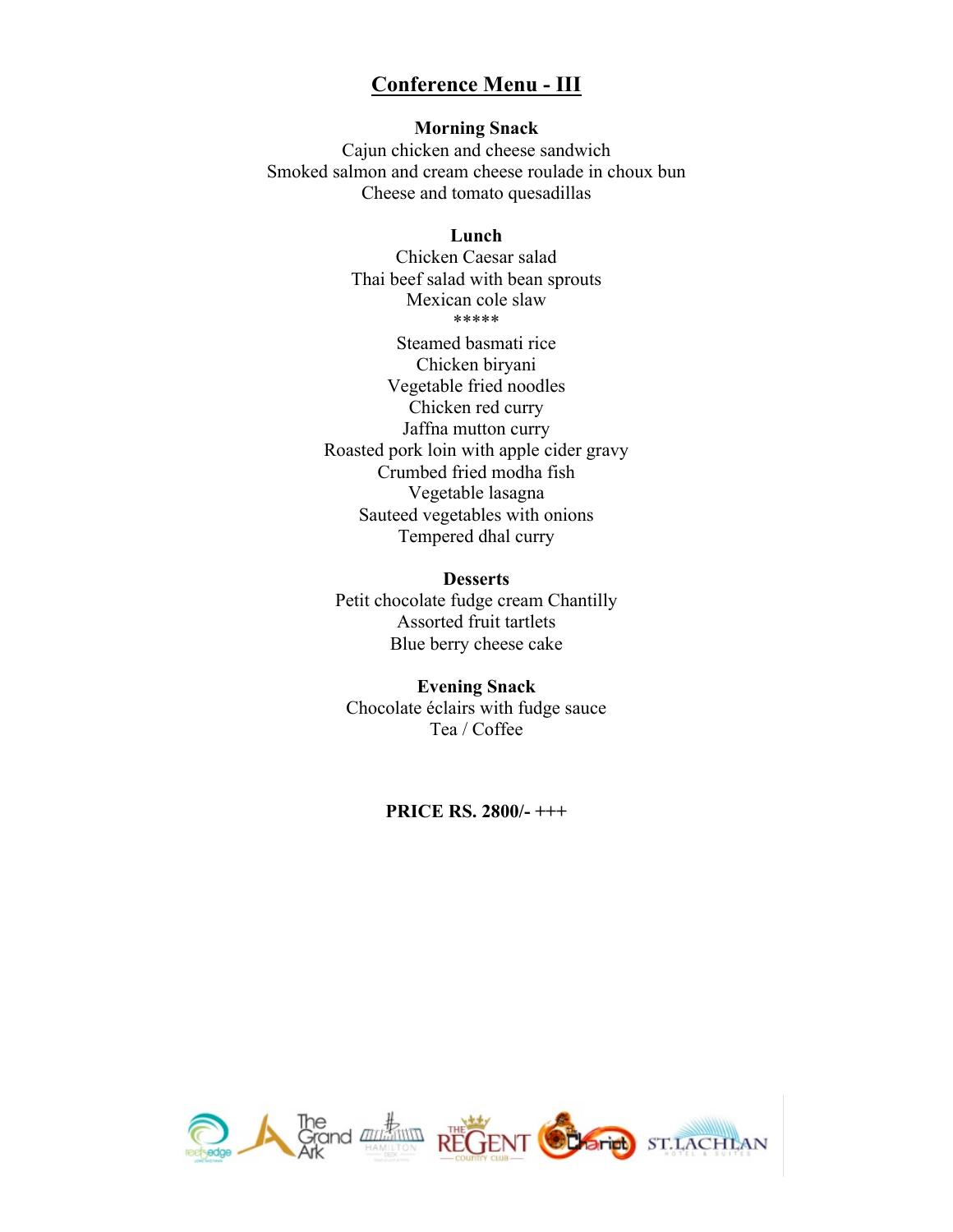# Conference Menu - III

**Morning Snack**

Cajun chicken and cheese sandwich
Smoked salmon and cream cheese roulade in choux bun
Cheese and tomato quesadillas

**Lunch**

Chicken Caesar salad
Thai beef salad with bean sprouts
Mexican cole slaw
*****
Steamed basmati rice
Chicken biryani
Vegetable fried noodles
Chicken red curry
Jaffna mutton curry
Roasted pork loin with apple cider gravy
Crumbed fried modha fish
Vegetable lasagna
Sauteed vegetables with onions
Tempered dhal curry

**Desserts**

Petit chocolate fudge cream Chantilly
Assorted fruit tartlets
Blue berry cheese cake

**Evening Snack**

Chocolate éclairs with fudge sauce
Tea / Coffee

**PRICE RS. 2800/- +++**